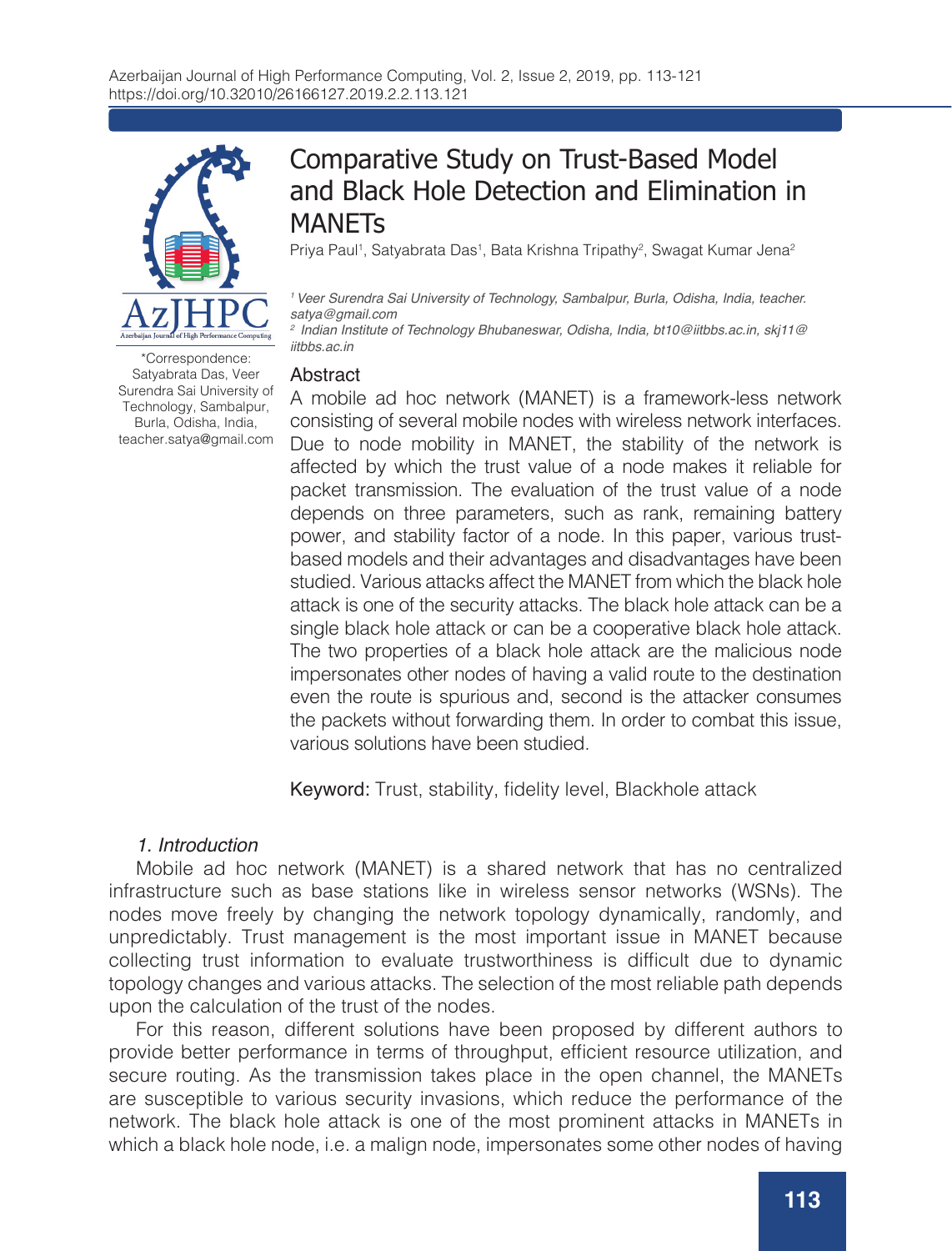# Comparative Study on Trust-Based Model and Black Hole Detection and Elimination in MANETs

Priya Paul[1], Satyabrata Das[1], Bata Krishna Tripathy[2], Swagat Kumar Jena[2]

[1] *Veer Surendra Sai University of Technology, Sambalpur, Burla, Odisha, India, teacher.satya@gmail.com*

[2] *Indian Institute of Technology Bhubaneswar, Odisha, India, bt10@iitbbs.ac.in, skj11@iitbbs.ac.in*

*Correspondence: Satyabrata Das, Veer Surendra Sai University of Technology, Sambalpur, Burla, Odisha, India, teacher.satya@gmail.com

## Abstract

A mobile ad hoc network (MANET) is a framework-less network consisting of several mobile nodes with wireless network interfaces. Due to node mobility in MANET, the stability of the network is affected by which the trust value of a node makes it reliable for packet transmission. The evaluation of the trust value of a node depends on three parameters, such as rank, remaining battery power, and stability factor of a node. In this paper, various trust-based models and their advantages and disadvantages have been studied. Various attacks affect the MANET from which the black hole attack is one of the security attacks. The black hole attack can be a single black hole attack or can be a cooperative black hole attack. The two properties of a black hole attack are the malicious node impersonates other nodes of having a valid route to the destination even the route is spurious and, second is the attacker consumes the packets without forwarding them. In order to combat this issue, various solutions have been studied.

Keyword: Trust, stability, fidelity level, Blackhole attack

## *1. Introduction*

Mobile ad hoc network (MANET) is a shared network that has no centralized infrastructure such as base stations like in wireless sensor networks (WSNs). The nodes move freely by changing the network topology dynamically, randomly, and unpredictably. Trust management is the most important issue in MANET because collecting trust information to evaluate trustworthiness is difficult due to dynamic topology changes and various attacks. The selection of the most reliable path depends upon the calculation of the trust of the nodes.

For this reason, different solutions have been proposed by different authors to provide better performance in terms of throughput, efficient resource utilization, and secure routing. As the transmission takes place in the open channel, the MANETs are susceptible to various security invasions, which reduce the performance of the network. The black hole attack is one of the most prominent attacks in MANETs in which a black hole node, i.e. a malign node, impersonates some other nodes of having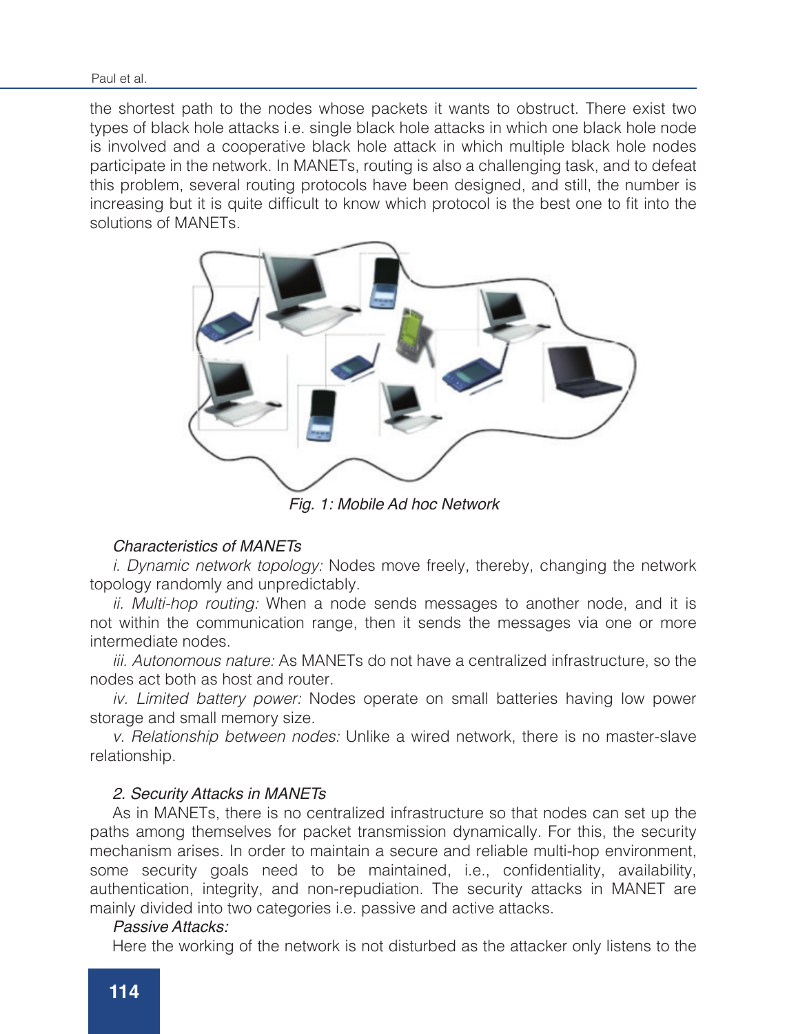the shortest path to the nodes whose packets it wants to obstruct. There exist two types of black hole attacks i.e. single black hole attacks in which one black hole node is involved and a cooperative black hole attack in which multiple black hole nodes participate in the network. In MANETs, routing is also a challenging task, and to defeat this problem, several routing protocols have been designed, and still, the number is increasing but it is quite difficult to know which protocol is the best one to fit into the solutions of MANETs.

*Fig. 1: Mobile Ad hoc Network*

*Characteristics of MANETs*

*i. Dynamic network topology:* Nodes move freely, thereby, changing the network topology randomly and unpredictably.

*ii. Multi-hop routing:* When a node sends messages to another node, and it is not within the communication range, then it sends the messages via one or more intermediate nodes.

*iii. Autonomous nature:* As MANETs do not have a centralized infrastructure, so the nodes act both as host and router.

*iv. Limited battery power:* Nodes operate on small batteries having low power storage and small memory size.

*v. Relationship between nodes:* Unlike a wired network, there is no master-slave relationship.

## *2. Security Attacks in MANETs*

As in MANETs, there is no centralized infrastructure so that nodes can set up the paths among themselves for packet transmission dynamically. For this, the security mechanism arises. In order to maintain a secure and reliable multi-hop environment, some security goals need to be maintained, i.e., confidentiality, availability, authentication, integrity, and non-repudiation. The security attacks in MANET are mainly divided into two categories i.e. passive and active attacks.

*Passive Attacks:*

Here the working of the network is not disturbed as the attacker only listens to the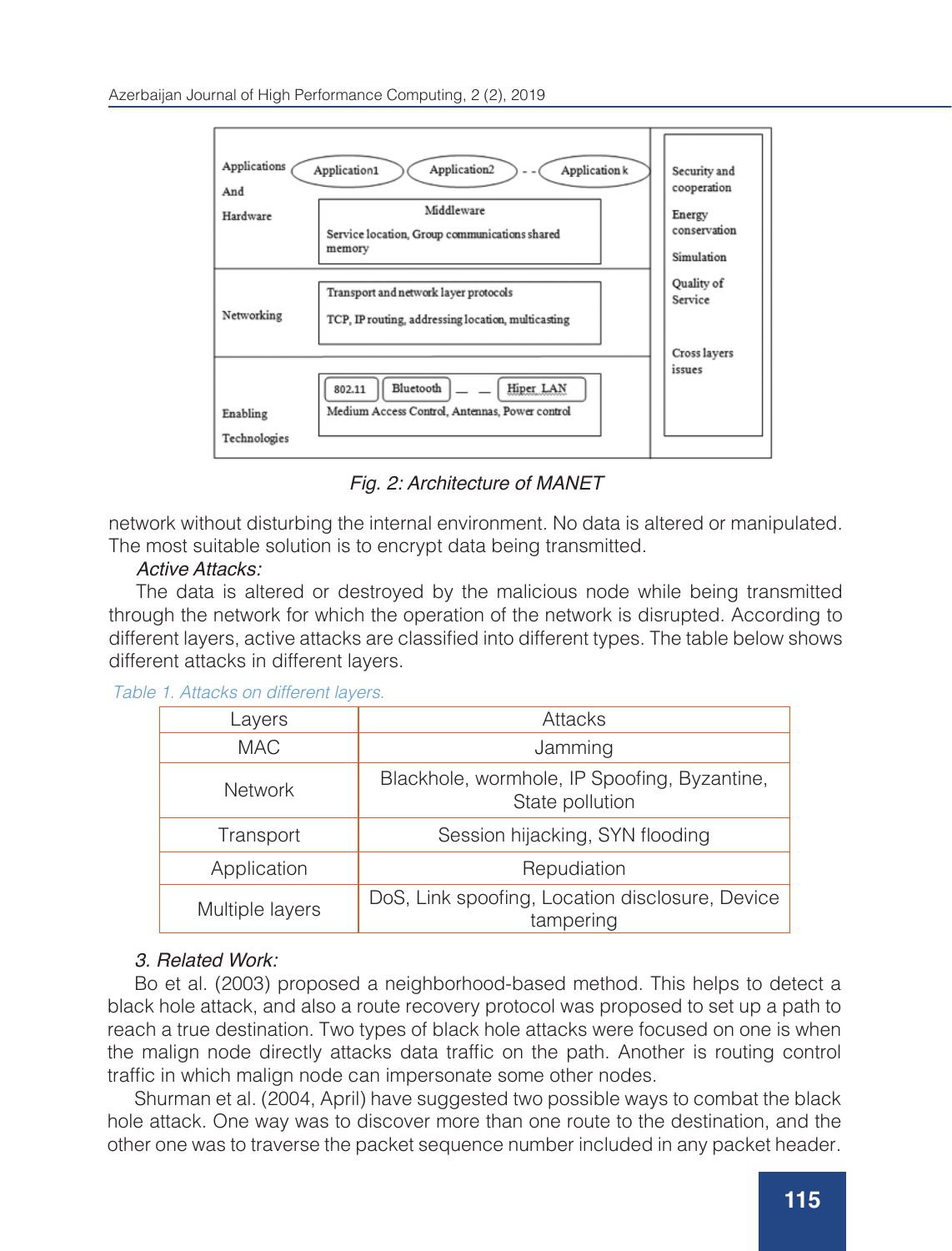Fig. 2: Architecture of MANET

network without disturbing the internal environment. No data is altered or manipulated. The most suitable solution is to encrypt data being transmitted.

*Active Attacks:*

The data is altered or destroyed by the malicious node while being transmitted through the network for which the operation of the network is disrupted. According to different layers, active attacks are classified into different types. The table below shows different attacks in different layers.

Table 1. Attacks on different layers.

| Layers | Attacks |
|---|---|
| MAC | Jamming |
| Network | Blackhole, wormhole, IP Spoofing, Byzantine, State pollution |
| Transport | Session hijacking, SYN flooding |
| Application | Repudiation |
| Multiple layers | DoS, Link spoofing, Location disclosure, Device tampering |

### *3. Related Work:*

Bo et al. (2003) proposed a neighborhood-based method. This helps to detect a black hole attack, and also a route recovery protocol was proposed to set up a path to reach a true destination. Two types of black hole attacks were focused on one is when the malign node directly attacks data traffic on the path. Another is routing control traffic in which malign node can impersonate some other nodes.

Shurman et al. (2004, April) have suggested two possible ways to combat the black hole attack. One way was to discover more than one route to the destination, and the other one was to traverse the packet sequence number included in any packet header.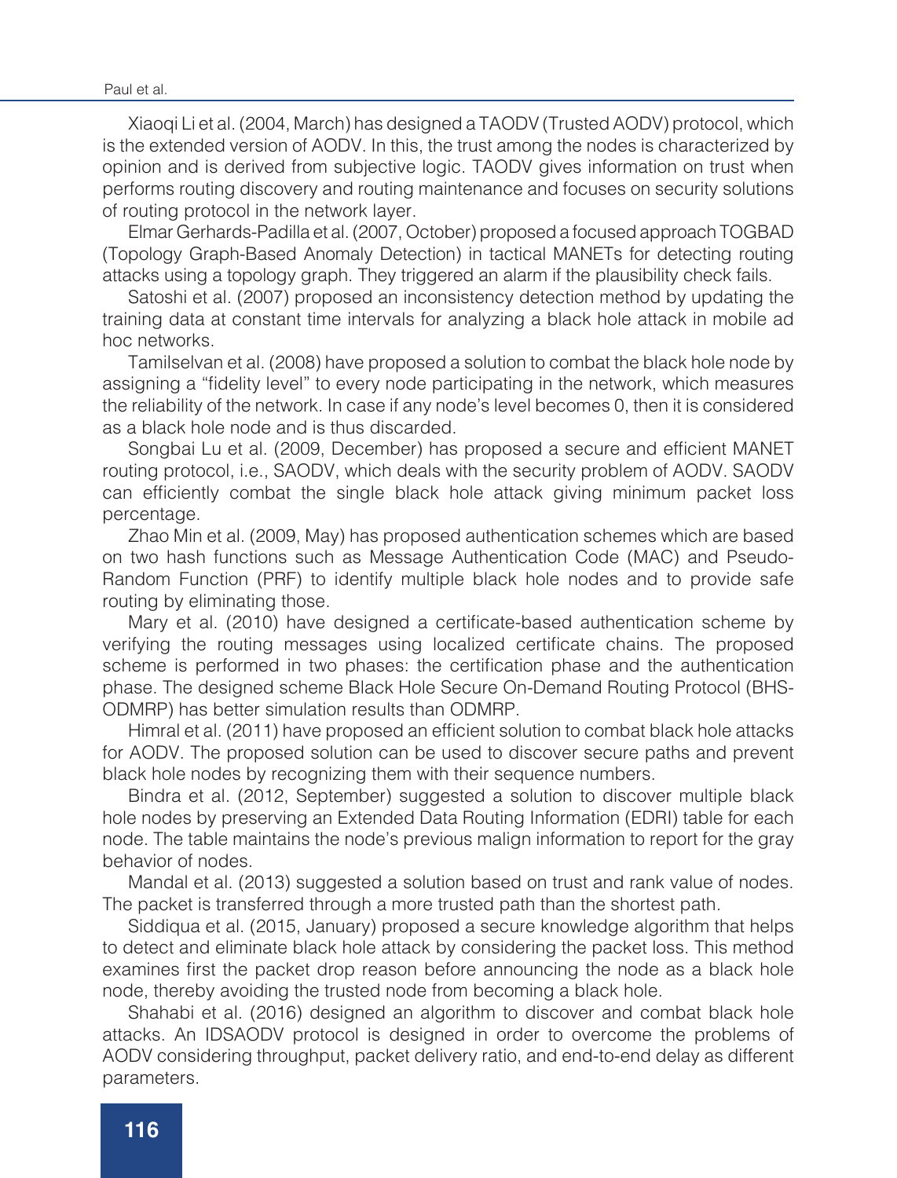Xiaoqi Li et al. (2004, March) has designed a TAODV (Trusted AODV) protocol, which is the extended version of AODV. In this, the trust among the nodes is characterized by opinion and is derived from subjective logic. TAODV gives information on trust when performs routing discovery and routing maintenance and focuses on security solutions of routing protocol in the network layer.

Elmar Gerhards-Padilla et al. (2007, October) proposed a focused approach TOGBAD (Topology Graph-Based Anomaly Detection) in tactical MANETs for detecting routing attacks using a topology graph. They triggered an alarm if the plausibility check fails.

Satoshi et al. (2007) proposed an inconsistency detection method by updating the training data at constant time intervals for analyzing a black hole attack in mobile ad hoc networks.

Tamilselvan et al. (2008) have proposed a solution to combat the black hole node by assigning a "fidelity level" to every node participating in the network, which measures the reliability of the network. In case if any node's level becomes 0, then it is considered as a black hole node and is thus discarded.

Songbai Lu et al. (2009, December) has proposed a secure and efficient MANET routing protocol, i.e., SAODV, which deals with the security problem of AODV. SAODV can efficiently combat the single black hole attack giving minimum packet loss percentage.

Zhao Min et al. (2009, May) has proposed authentication schemes which are based on two hash functions such as Message Authentication Code (MAC) and Pseudo-Random Function (PRF) to identify multiple black hole nodes and to provide safe routing by eliminating those.

Mary et al. (2010) have designed a certificate-based authentication scheme by verifying the routing messages using localized certificate chains. The proposed scheme is performed in two phases: the certification phase and the authentication phase. The designed scheme Black Hole Secure On-Demand Routing Protocol (BHS-ODMRP) has better simulation results than ODMRP.

Himral et al. (2011) have proposed an efficient solution to combat black hole attacks for AODV. The proposed solution can be used to discover secure paths and prevent black hole nodes by recognizing them with their sequence numbers.

Bindra et al. (2012, September) suggested a solution to discover multiple black hole nodes by preserving an Extended Data Routing Information (EDRI) table for each node. The table maintains the node's previous malign information to report for the gray behavior of nodes.

Mandal et al. (2013) suggested a solution based on trust and rank value of nodes. The packet is transferred through a more trusted path than the shortest path.

Siddiqua et al. (2015, January) proposed a secure knowledge algorithm that helps to detect and eliminate black hole attack by considering the packet loss. This method examines first the packet drop reason before announcing the node as a black hole node, thereby avoiding the trusted node from becoming a black hole.

Shahabi et al. (2016) designed an algorithm to discover and combat black hole attacks. An IDSAODV protocol is designed in order to overcome the problems of AODV considering throughput, packet delivery ratio, and end-to-end delay as different parameters.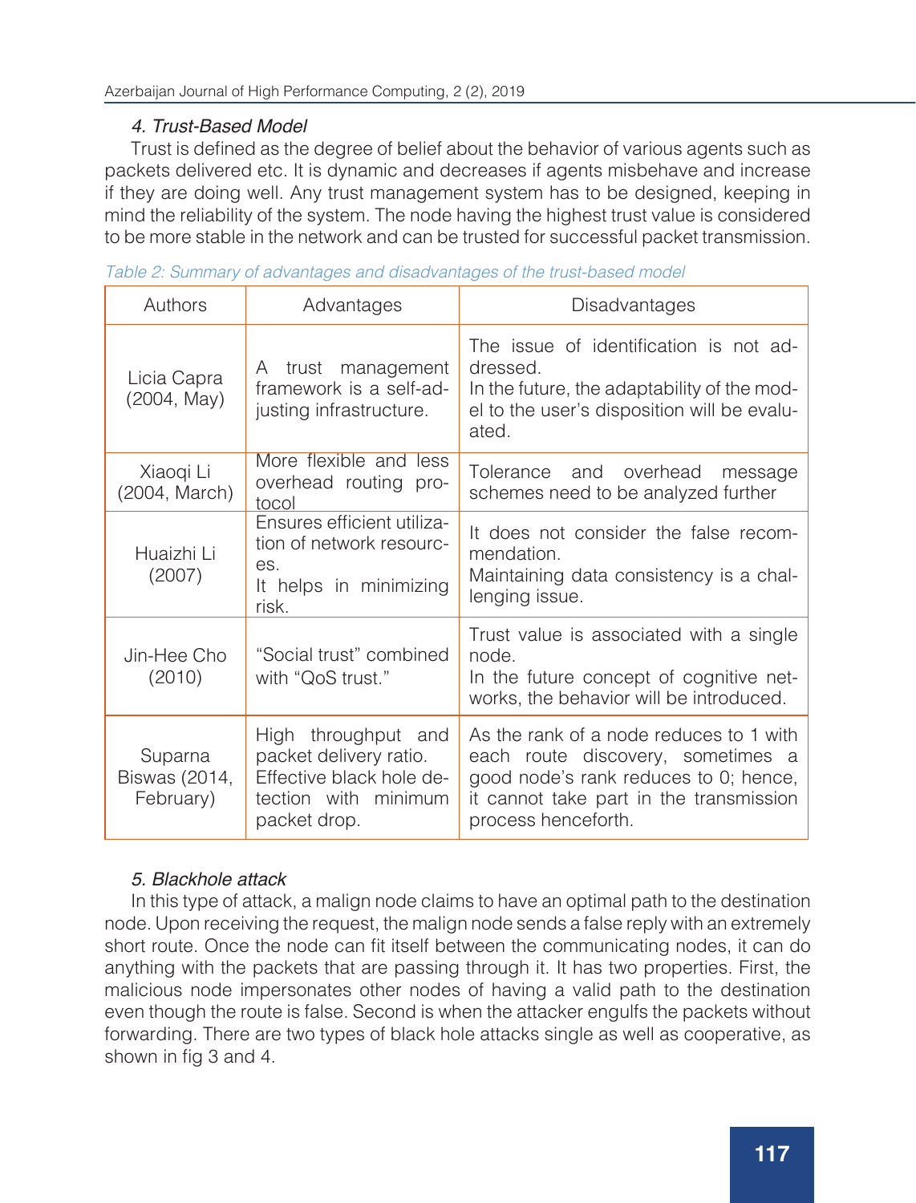*4. Trust-Based Model*

Trust is defined as the degree of belief about the behavior of various agents such as packets delivered etc. It is dynamic and decreases if agents misbehave and increase if they are doing well. Any trust management system has to be designed, keeping in mind the reliability of the system. The node having the highest trust value is considered to be more stable in the network and can be trusted for successful packet transmission.

*Table 2: Summary of advantages and disadvantages of the trust-based model*

| Authors | Advantages | Disadvantages |
|---|---|---|
| Licia Capra (2004, May) | A trust management framework is a self-adjusting infrastructure. | The issue of identification is not addressed. In the future, the adaptability of the model to the user's disposition will be evaluated. |
| Xiaoqi Li (2004, March) | More flexible and less overhead routing protocol | Tolerance and overhead message schemes need to be analyzed further |
| Huaizhi Li (2007) | Ensures efficient utilization of network resources. It helps in minimizing risk. | It does not consider the false recommendation. Maintaining data consistency is a challenging issue. |
| Jin-Hee Cho (2010) | "Social trust" combined with "QoS trust." | Trust value is associated with a single node. In the future concept of cognitive networks, the behavior will be introduced. |
| Suparna Biswas (2014, February) | High throughput and packet delivery ratio. Effective black hole detection with minimum packet drop. | As the rank of a node reduces to 1 with each route discovery, sometimes a good node's rank reduces to 0; hence, it cannot take part in the transmission process henceforth. |

*5. Blackhole attack*

In this type of attack, a malign node claims to have an optimal path to the destination node. Upon receiving the request, the malign node sends a false reply with an extremely short route. Once the node can fit itself between the communicating nodes, it can do anything with the packets that are passing through it. It has two properties. First, the malicious node impersonates other nodes of having a valid path to the destination even though the route is false. Second is when the attacker engulfs the packets without forwarding. There are two types of black hole attacks single as well as cooperative, as shown in fig 3 and 4.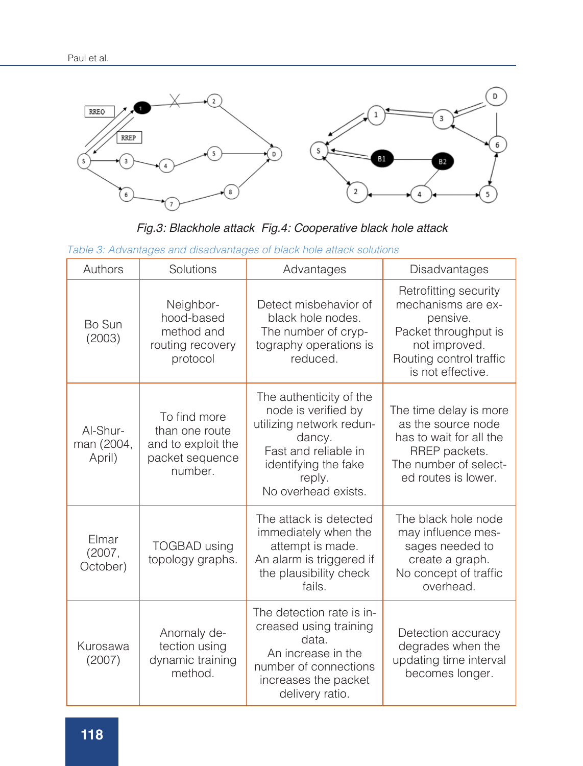Fig.3: Blackhole attack  Fig.4: Cooperative black hole attack

*Table 3: Advantages and disadvantages of black hole attack solutions*

| Authors | Solutions | Advantages | Disadvantages |
|---|---|---|---|
| Bo Sun (2003) | Neighborhood-based method and routing recovery protocol | Detect misbehavior of black hole nodes. The number of cryptography operations is reduced. | Retrofitting security mechanisms are expensive. Packet throughput is not improved. Routing control traffic is not effective. |
| Al-Shurman (2004, April) | To find more than one route and to exploit the packet sequence number. | The authenticity of the node is verified by utilizing network redundancy. Fast and reliable in identifying the fake reply. No overhead exists. | The time delay is more as the source node has to wait for all the RREP packets. The number of selected routes is lower. |
| Elmar (2007, October) | TOGBAD using topology graphs. | The attack is detected immediately when the attempt is made. An alarm is triggered if the plausibility check fails. | The black hole node may influence messages needed to create a graph. No concept of traffic overhead. |
| Kurosawa (2007) | Anomaly detection using dynamic training method. | The detection rate is increased using training data. An increase in the number of connections increases the packet delivery ratio. | Detection accuracy degrades when the updating time interval becomes longer. |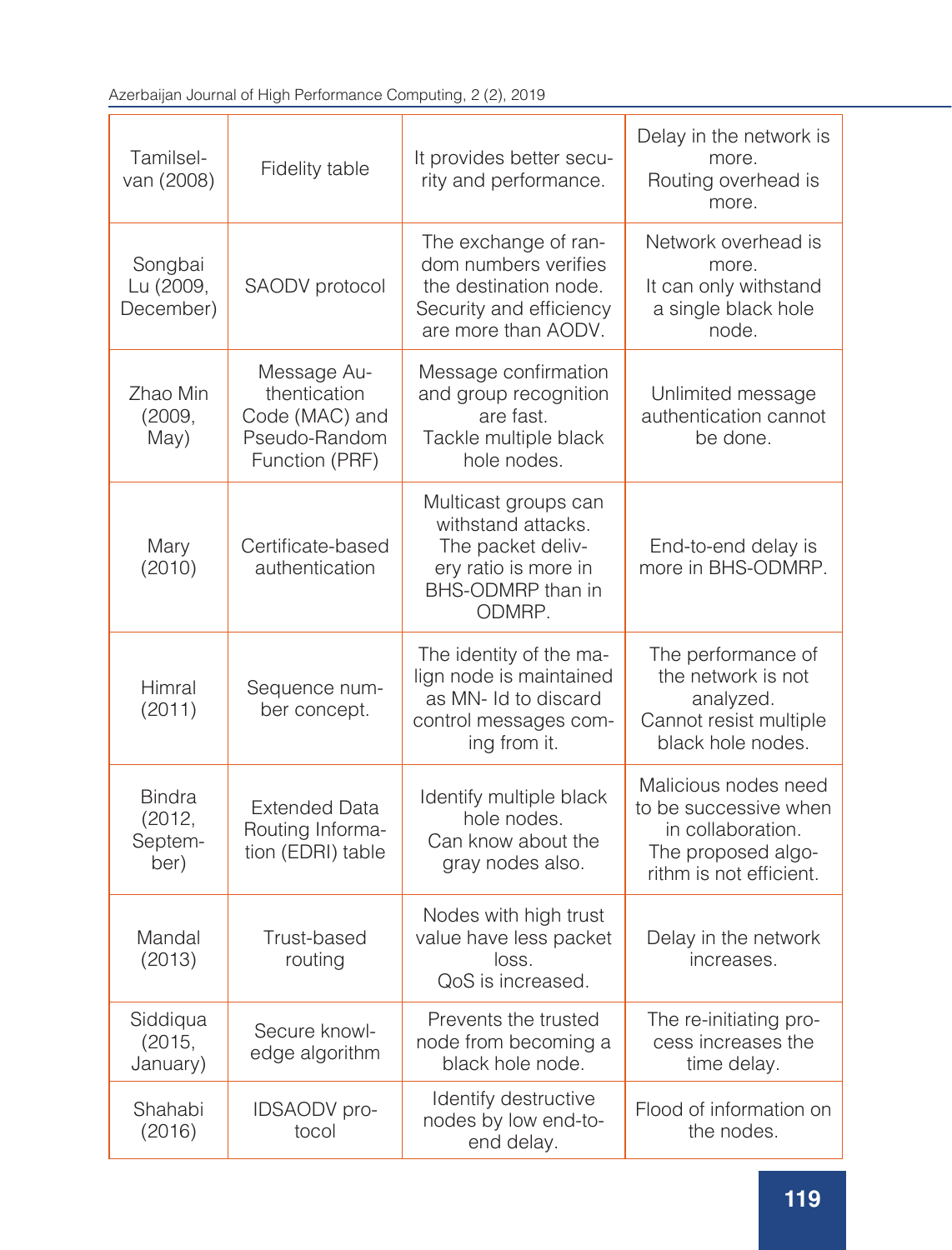| Tamilselvan (2008) | Fidelity table | It provides better security and performance. | Delay in the network is more.<br>Routing overhead is more. |
|---|---|---|---|
| Songbai Lu (2009, December) | SAODV protocol | The exchange of random numbers verifies the destination node.<br>Security and efficiency are more than AODV. | Network overhead is more.<br>It can only withstand a single black hole node. |
| Zhao Min (2009, May) | Message Authentication Code (MAC) and Pseudo-Random Function (PRF) | Message confirmation and group recognition are fast.<br>Tackle multiple black hole nodes. | Unlimited message authentication cannot be done. |
| Mary (2010) | Certificate-based authentication | Multicast groups can withstand attacks.<br>The packet delivery ratio is more in BHS-ODMRP than in ODMRP. | End-to-end delay is more in BHS-ODMRP. |
| Himral (2011) | Sequence number concept. | The identity of the malign node is maintained as MN- Id to discard control messages coming from it. | The performance of the network is not analyzed.<br>Cannot resist multiple black hole nodes. |
| Bindra (2012, September) | Extended Data Routing Information (EDRI) table | Identify multiple black hole nodes.<br>Can know about the gray nodes also. | Malicious nodes need to be successive when in collaboration.<br>The proposed algorithm is not efficient. |
| Mandal (2013) | Trust-based routing | Nodes with high trust value have less packet loss.<br>QoS is increased. | Delay in the network increases. |
| Siddiqua (2015, January) | Secure knowledge algorithm | Prevents the trusted node from becoming a black hole node. | The re-initiating process increases the time delay. |
| Shahabi (2016) | IDSAODV protocol | Identify destructive nodes by low end-to-end delay. | Flood of information on the nodes. |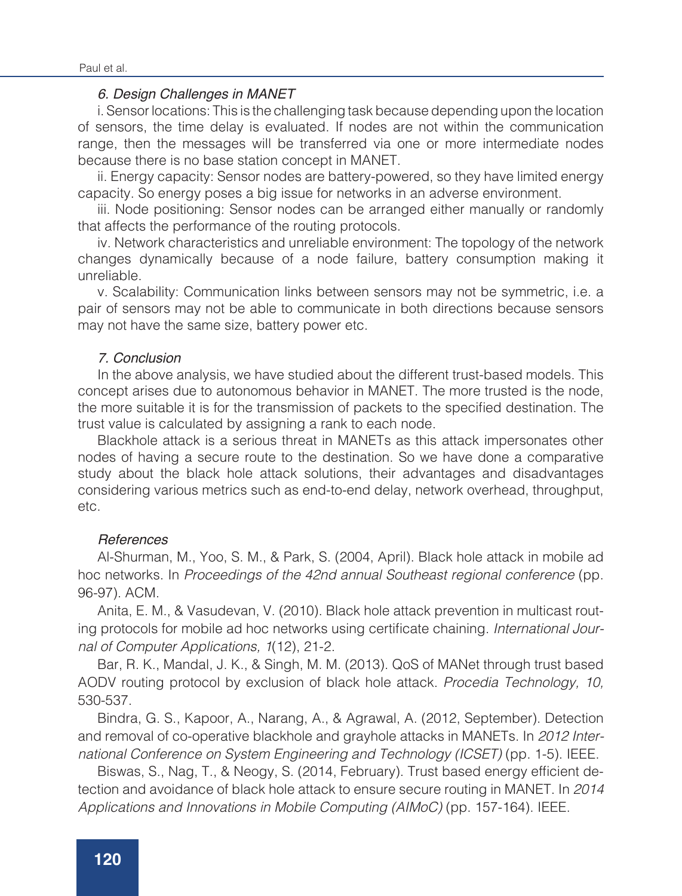### *6. Design Challenges in MANET*

i. Sensor locations: This is the challenging task because depending upon the location of sensors, the time delay is evaluated. If nodes are not within the communication range, then the messages will be transferred via one or more intermediate nodes because there is no base station concept in MANET.

ii. Energy capacity: Sensor nodes are battery-powered, so they have limited energy capacity. So energy poses a big issue for networks in an adverse environment.

iii. Node positioning: Sensor nodes can be arranged either manually or randomly that affects the performance of the routing protocols.

iv. Network characteristics and unreliable environment: The topology of the network changes dynamically because of a node failure, battery consumption making it unreliable.

v. Scalability: Communication links between sensors may not be symmetric, i.e. a pair of sensors may not be able to communicate in both directions because sensors may not have the same size, battery power etc.

### *7. Conclusion*

In the above analysis, we have studied about the different trust-based models. This concept arises due to autonomous behavior in MANET. The more trusted is the node, the more suitable it is for the transmission of packets to the specified destination. The trust value is calculated by assigning a rank to each node.

Blackhole attack is a serious threat in MANETs as this attack impersonates other nodes of having a secure route to the destination. So we have done a comparative study about the black hole attack solutions, their advantages and disadvantages considering various metrics such as end-to-end delay, network overhead, throughput, etc.

### *References*

Al-Shurman, M., Yoo, S. M., & Park, S. (2004, April). Black hole attack in mobile ad hoc networks. In *Proceedings of the 42nd annual Southeast regional conference* (pp. 96-97). ACM.

Anita, E. M., & Vasudevan, V. (2010). Black hole attack prevention in multicast routing protocols for mobile ad hoc networks using certificate chaining. *International Journal of Computer Applications, 1*(12), 21-2.

Bar, R. K., Mandal, J. K., & Singh, M. M. (2013). QoS of MANet through trust based AODV routing protocol by exclusion of black hole attack. *Procedia Technology, 10,* 530-537.

Bindra, G. S., Kapoor, A., Narang, A., & Agrawal, A. (2012, September). Detection and removal of co-operative blackhole and grayhole attacks in MANETs. In *2012 International Conference on System Engineering and Technology (ICSET)* (pp. 1-5). IEEE.

Biswas, S., Nag, T., & Neogy, S. (2014, February). Trust based energy efficient detection and avoidance of black hole attack to ensure secure routing in MANET. In *2014 Applications and Innovations in Mobile Computing (AIMoC)* (pp. 157-164). IEEE.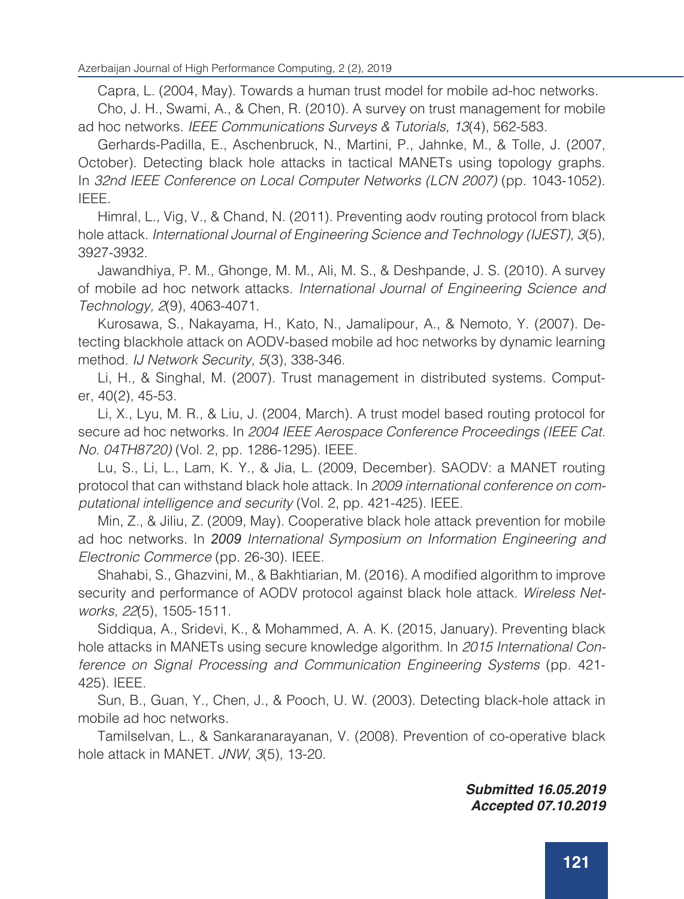Capra, L. (2004, May). Towards a human trust model for mobile ad-hoc networks.

Cho, J. H., Swami, A., & Chen, R. (2010). A survey on trust management for mobile ad hoc networks. *IEEE Communications Surveys & Tutorials, 13*(4), 562-583.

Gerhards-Padilla, E., Aschenbruck, N., Martini, P., Jahnke, M., & Tolle, J. (2007, October). Detecting black hole attacks in tactical MANETs using topology graphs. In *32nd IEEE Conference on Local Computer Networks (LCN 2007)* (pp. 1043-1052). IEEE.

Himral, L., Vig, V., & Chand, N. (2011). Preventing aodv routing protocol from black hole attack. *International Journal of Engineering Science and Technology (IJEST), 3*(5), 3927-3932.

Jawandhiya, P. M., Ghonge, M. M., Ali, M. S., & Deshpande, J. S. (2010). A survey of mobile ad hoc network attacks. *International Journal of Engineering Science and Technology, 2*(9), 4063-4071.

Kurosawa, S., Nakayama, H., Kato, N., Jamalipour, A., & Nemoto, Y. (2007). Detecting blackhole attack on AODV-based mobile ad hoc networks by dynamic learning method. *IJ Network Security, 5*(3), 338-346.

Li, H., & Singhal, M. (2007). Trust management in distributed systems. Computer, 40(2), 45-53.

Li, X., Lyu, M. R., & Liu, J. (2004, March). A trust model based routing protocol for secure ad hoc networks. In *2004 IEEE Aerospace Conference Proceedings (IEEE Cat. No. 04TH8720)* (Vol. 2, pp. 1286-1295). IEEE.

Lu, S., Li, L., Lam, K. Y., & Jia, L. (2009, December). SAODV: a MANET routing protocol that can withstand black hole attack. In *2009 international conference on computational intelligence and security* (Vol. 2, pp. 421-425). IEEE.

Min, Z., & Jiliu, Z. (2009, May). Cooperative black hole attack prevention for mobile ad hoc networks. In ***2009*** *International Symposium on Information Engineering and Electronic Commerce* (pp. 26-30). IEEE.

Shahabi, S., Ghazvini, M., & Bakhtiarian, M. (2016). A modified algorithm to improve security and performance of AODV protocol against black hole attack. *Wireless Networks, 22*(5), 1505-1511.

Siddiqua, A., Sridevi, K., & Mohammed, A. A. K. (2015, January). Preventing black hole attacks in MANETs using secure knowledge algorithm. In *2015 International Conference on Signal Processing and Communication Engineering Systems* (pp. 421-425). IEEE.

Sun, B., Guan, Y., Chen, J., & Pooch, U. W. (2003). Detecting black-hole attack in mobile ad hoc networks.

Tamilselvan, L., & Sankaranarayanan, V. (2008). Prevention of co-operative black hole attack in MANET. *JNW, 3*(5), 13-20.

***Submitted 16.05.2019***
***Accepted 07.10.2019***